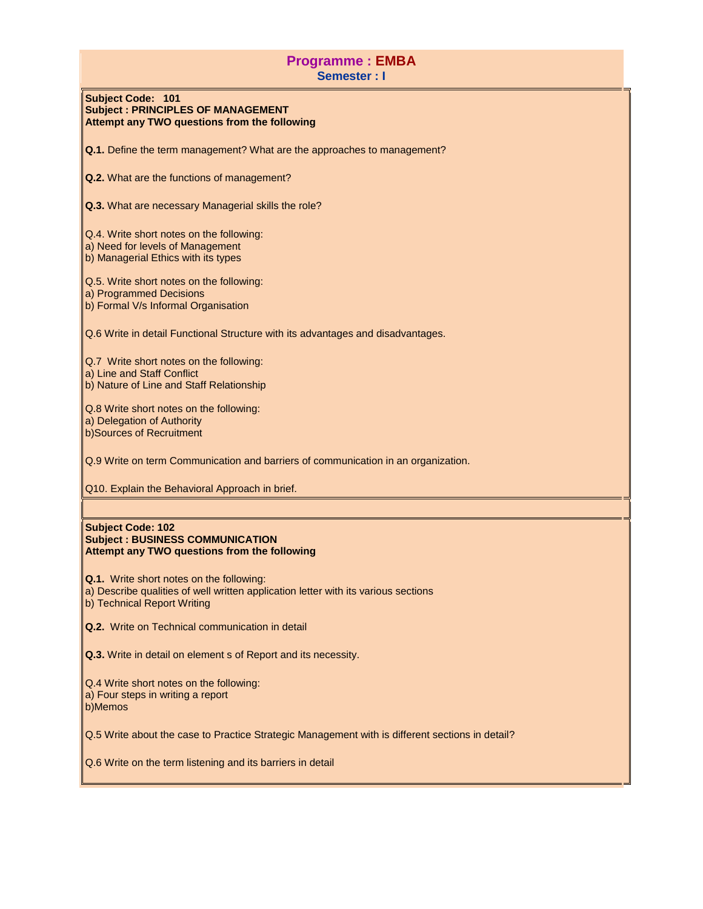# Programme : EMBA

## Semester : I

**Subject Code: 101**
**Subject : PRINCIPLES OF MANAGEMENT**
**Attempt any TWO questions from the following**

**Q.1.** Define the term management? What are the approaches to management?

**Q.2.** What are the functions of management?

**Q.3.** What are necessary Managerial skills the role?

Q.4. Write short notes on the following:
a) Need for levels of Management
b) Managerial Ethics with its types

Q.5. Write short notes on the following:
a) Programmed Decisions
b) Formal V/s Informal Organisation

Q.6 Write in detail Functional Structure with its advantages and disadvantages.

Q.7 Write short notes on the following:
a) Line and Staff Conflict
b) Nature of Line and Staff Relationship

Q.8 Write short notes on the following:
a) Delegation of Authority
b)Sources of Recruitment

Q.9 Write on term Communication and barriers of communication in an organization.

Q10. Explain the Behavioral Approach in brief.

**Subject Code: 102**
**Subject : BUSINESS COMMUNICATION**
**Attempt any TWO questions from the following**

**Q.1.** Write short notes on the following:
a) Describe qualities of well written application letter with its various sections
b) Technical Report Writing

**Q.2.** Write on Technical communication in detail

**Q.3.** Write in detail on element s of Report and its necessity.

Q.4 Write short notes on the following:
a) Four steps in writing a report
b)Memos

Q.5 Write about the case to Practice Strategic Management with is different sections in detail?

Q.6 Write on the term listening and its barriers in detail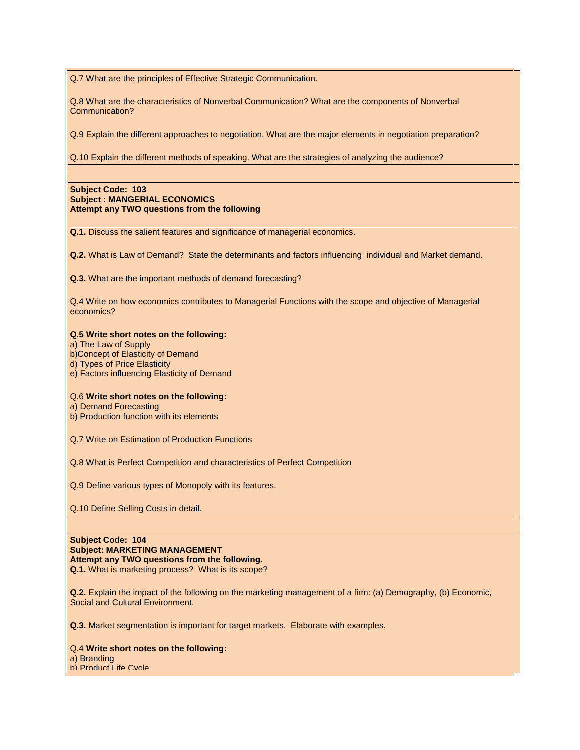Q.7 What are the principles of Effective Strategic Communication.

Q.8 What are the characteristics of Nonverbal Communication? What are the components of Nonverbal Communication?

Q.9 Explain the different approaches to negotiation. What are the major elements in negotiation preparation?

Q.10 Explain the different methods of speaking. What are the strategies of analyzing the audience?

**Subject Code: 103**
**Subject : MANGERIAL ECONOMICS**
**Attempt any TWO questions from the following**

**Q.1.** Discuss the salient features and significance of managerial economics.

**Q.2.** What is Law of Demand? State the determinants and factors influencing individual and Market demand.

**Q.3.** What are the important methods of demand forecasting?

Q.4 Write on how economics contributes to Managerial Functions with the scope and objective of Managerial economics?

**Q.5 Write short notes on the following:**
a) The Law of Supply
b)Concept of Elasticity of Demand
d) Types of Price Elasticity
e) Factors influencing Elasticity of Demand

Q.6 **Write short notes on the following:**
a) Demand Forecasting
b) Production function with its elements

Q.7 Write on Estimation of Production Functions

Q.8 What is Perfect Competition and characteristics of Perfect Competition

Q.9 Define various types of Monopoly with its features.

Q.10 Define Selling Costs in detail.

**Subject Code: 104**
**Subject: MARKETING MANAGEMENT**
**Attempt any TWO questions from the following.**
**Q.1.** What is marketing process? What is its scope?

**Q.2.** Explain the impact of the following on the marketing management of a firm: (a) Demography, (b) Economic, Social and Cultural Environment.

**Q.3.** Market segmentation is important for target markets. Elaborate with examples.

Q.4 **Write short notes on the following:**
a) Branding
b) Product Life Cycle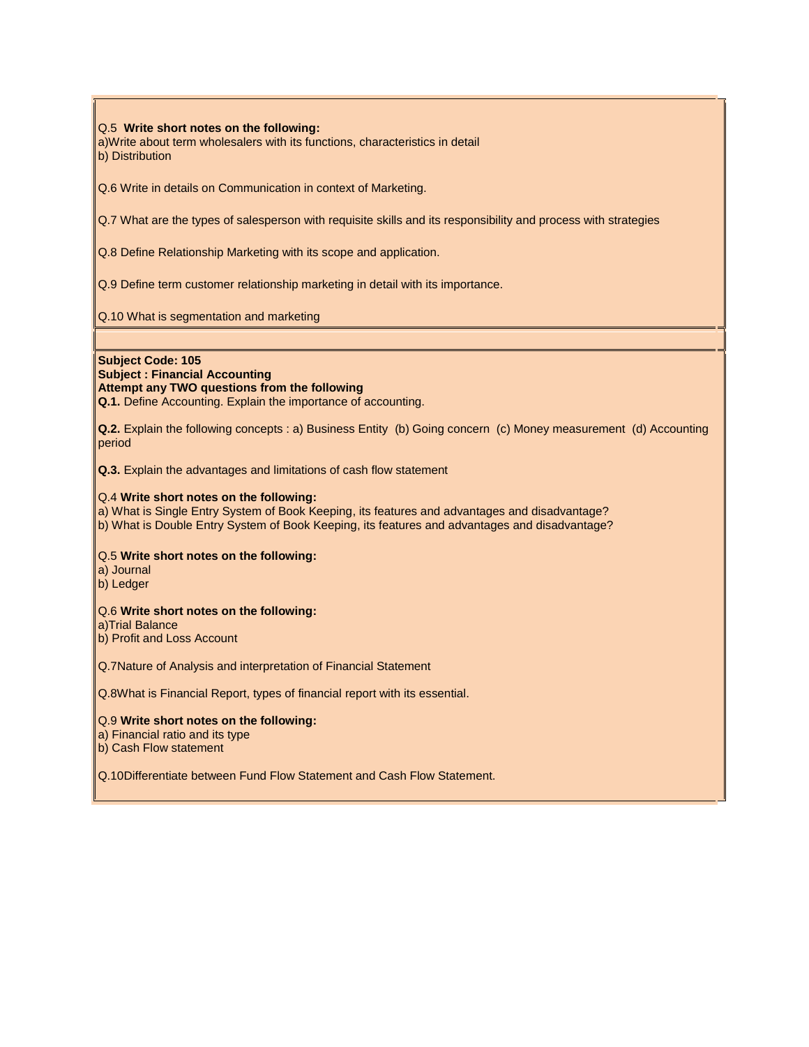Q.5 **Write short notes on the following:**
a)Write about term wholesalers with its functions, characteristics in detail
b) Distribution

Q.6 Write in details on Communication in context of Marketing.

Q.7 What are the types of salesperson with requisite skills and its responsibility and process with strategies

Q.8 Define Relationship Marketing with its scope and application.

Q.9 Define term customer relationship marketing in detail with its importance.

Q.10 What is segmentation and marketing

**Subject Code: 105**
**Subject : Financial Accounting**
**Attempt any TWO questions from the following**

**Q.1.** Define Accounting. Explain the importance of accounting.

**Q.2.** Explain the following concepts : a) Business Entity (b) Going concern (c) Money measurement (d) Accounting period

**Q.3.** Explain the advantages and limitations of cash flow statement

Q.4 **Write short notes on the following:**
a) What is Single Entry System of Book Keeping, its features and advantages and disadvantage?
b) What is Double Entry System of Book Keeping, its features and advantages and disadvantage?

Q.5 **Write short notes on the following:**
a) Journal
b) Ledger

Q.6 **Write short notes on the following:**
a)Trial Balance
b) Profit and Loss Account

Q.7Nature of Analysis and interpretation of Financial Statement

Q.8What is Financial Report, types of financial report with its essential.

Q.9 **Write short notes on the following:**
a) Financial ratio and its type
b) Cash Flow statement

Q.10Differentiate between Fund Flow Statement and Cash Flow Statement.